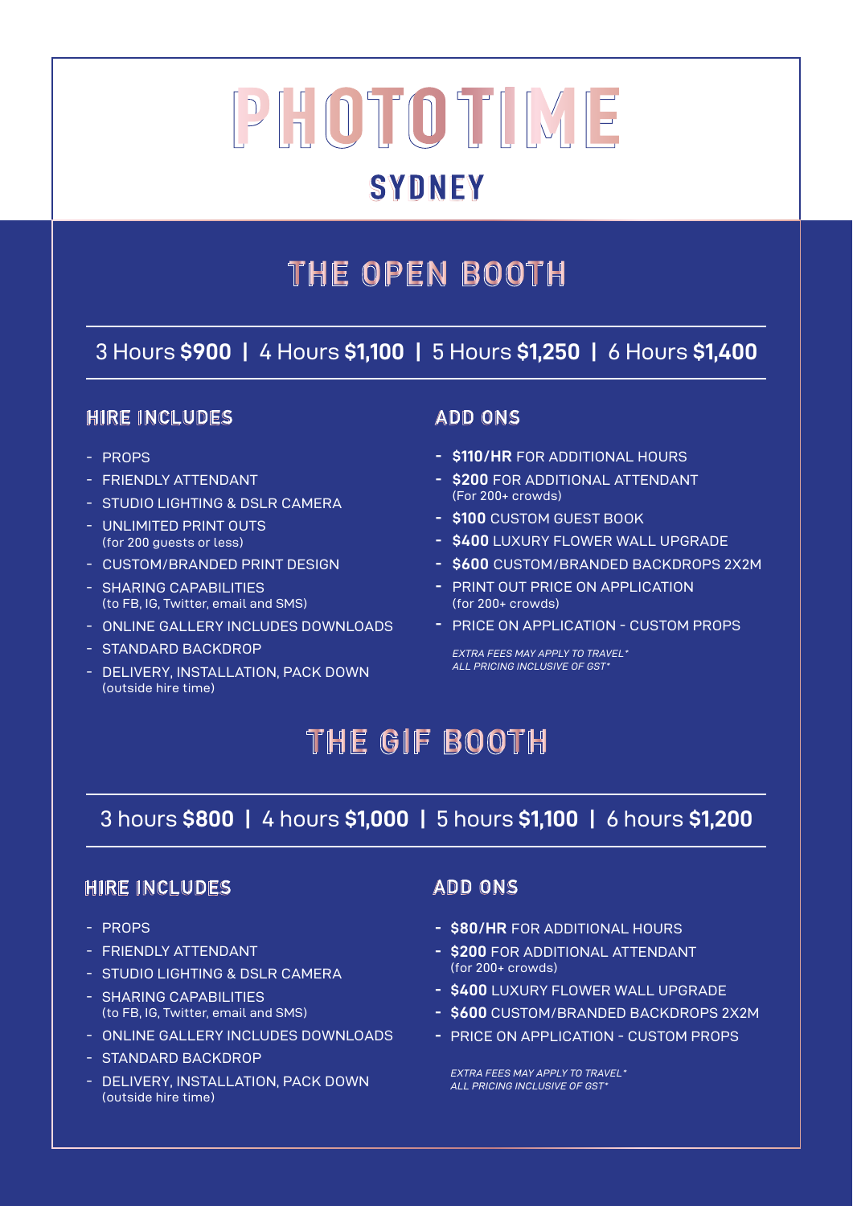# PHOTOTIME

## SYDNEY

## THE OPEN BOOTH

3 Hours **$900** | 4 Hours **$1,100** | 5 Hours **$1,250** | 6 Hours **$1,400**

### HIRE INCLUDES

- PROPS
- FRIENDLY ATTENDANT
- STUDIO LIGHTING & DSLR CAMERA
- UNLIMITED PRINT OUTS
  (for 200 guests or less)
- CUSTOM/BRANDED PRINT DESIGN
- SHARING CAPABILITIES
  (to FB, IG, Twitter, email and SMS)
- ONLINE GALLERY INCLUDES DOWNLOADS
- STANDARD BACKDROP
- DELIVERY, INSTALLATION, PACK DOWN
  (outside hire time)

### ADD ONS

- **$110/HR** FOR ADDITIONAL HOURS
- **$200** FOR ADDITIONAL ATTENDANT
  (For 200+ crowds)
- **$100** CUSTOM GUEST BOOK
- **$400** LUXURY FLOWER WALL UPGRADE
- **$600** CUSTOM/BRANDED BACKDROPS 2X2M
- PRINT OUT PRICE ON APPLICATION
  (for 200+ crowds)
- PRICE ON APPLICATION - CUSTOM PROPS

*EXTRA FEES MAY APPLY TO TRAVEL**
*ALL PRICING INCLUSIVE OF GST**

## THE GIF BOOTH

3 hours **$800** | 4 hours **$1,000** | 5 hours **$1,100** | 6 hours **$1,200**

### HIRE INCLUDES

- PROPS
- FRIENDLY ATTENDANT
- STUDIO LIGHTING & DSLR CAMERA
- SHARING CAPABILITIES
  (to FB, IG, Twitter, email and SMS)
- ONLINE GALLERY INCLUDES DOWNLOADS
- STANDARD BACKDROP
- DELIVERY, INSTALLATION, PACK DOWN
  (outside hire time)

### ADD ONS

- **$80/HR** FOR ADDITIONAL HOURS
- **$200** FOR ADDITIONAL ATTENDANT
  (for 200+ crowds)
- **$400** LUXURY FLOWER WALL UPGRADE
- **$600** CUSTOM/BRANDED BACKDROPS 2X2M
- PRICE ON APPLICATION - CUSTOM PROPS

*EXTRA FEES MAY APPLY TO TRAVEL**
*ALL PRICING INCLUSIVE OF GST**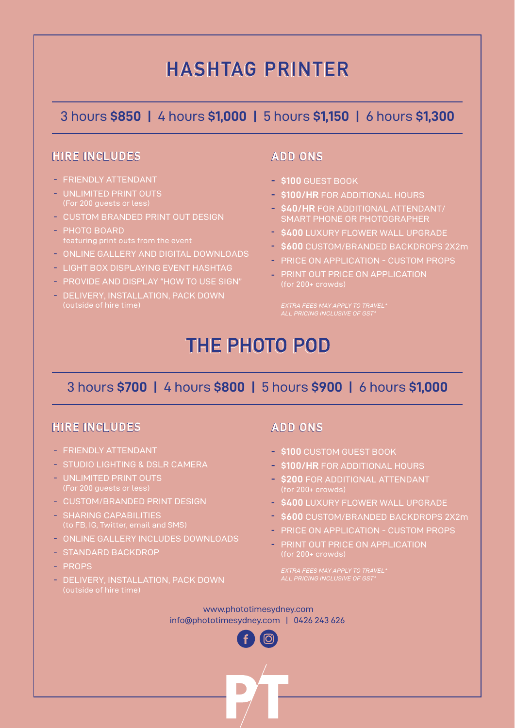# HASHTAG PRINTER

3 hours **$850** | 4 hours **$1,000** | 5 hours **$1,150** | 6 hours **$1,300**

### HIRE INCLUDES

- FRIENDLY ATTENDANT
- UNLIMITED PRINT OUTS
  (For 200 guests or less)
- CUSTOM BRANDED PRINT OUT DESIGN
- PHOTO BOARD
  featuring print outs from the event
- ONLINE GALLERY AND DIGITAL DOWNLOADS
- LIGHT BOX DISPLAYING EVENT HASHTAG
- PROVIDE AND DISPLAY "HOW TO USE SIGN"
- DELIVERY, INSTALLATION, PACK DOWN
  (outside of hire time)

### ADD ONS

- **$100** GUEST BOOK
- **$100/HR** FOR ADDITIONAL HOURS
- **$40/HR** FOR ADDITIONAL ATTENDANT/ SMART PHONE OR PHOTOGRAPHER
- **$400** LUXURY FLOWER WALL UPGRADE
- **$600** CUSTOM/BRANDED BACKDROPS 2X2m
- PRICE ON APPLICATION - CUSTOM PROPS
- PRINT OUT PRICE ON APPLICATION
  (for 200+ crowds)

*EXTRA FEES MAY APPLY TO TRAVEL\**
*ALL PRICING INCLUSIVE OF GST\**

# THE PHOTO POD

3 hours **$700** | 4 hours **$800** | 5 hours **$900** | 6 hours **$1,000**

### HIRE INCLUDES

- FRIENDLY ATTENDANT
- STUDIO LIGHTING & DSLR CAMERA
- UNLIMITED PRINT OUTS
  (For 200 guests or less)
- CUSTOM/BRANDED PRINT DESIGN
- SHARING CAPABILITIES
  (to FB, IG, Twitter, email and SMS)
- ONLINE GALLERY INCLUDES DOWNLOADS
- STANDARD BACKDROP
- PROPS
- DELIVERY, INSTALLATION, PACK DOWN
  (outside of hire time)

### ADD ONS

- **$100** CUSTOM GUEST BOOK
- **$100/HR** FOR ADDITIONAL HOURS
- **$200** FOR ADDITIONAL ATTENDANT
  (for 200+ crowds)
- **$400** LUXURY FLOWER WALL UPGRADE
- **$600** CUSTOM/BRANDED BACKDROPS 2X2m
- PRICE ON APPLICATION - CUSTOM PROPS
- PRINT OUT PRICE ON APPLICATION
  (for 200+ crowds)

*EXTRA FEES MAY APPLY TO TRAVEL\**
*ALL PRICING INCLUSIVE OF GST\**

www.phototimesydney.com
info@phototimesydney.com | 0426 243 626

PT